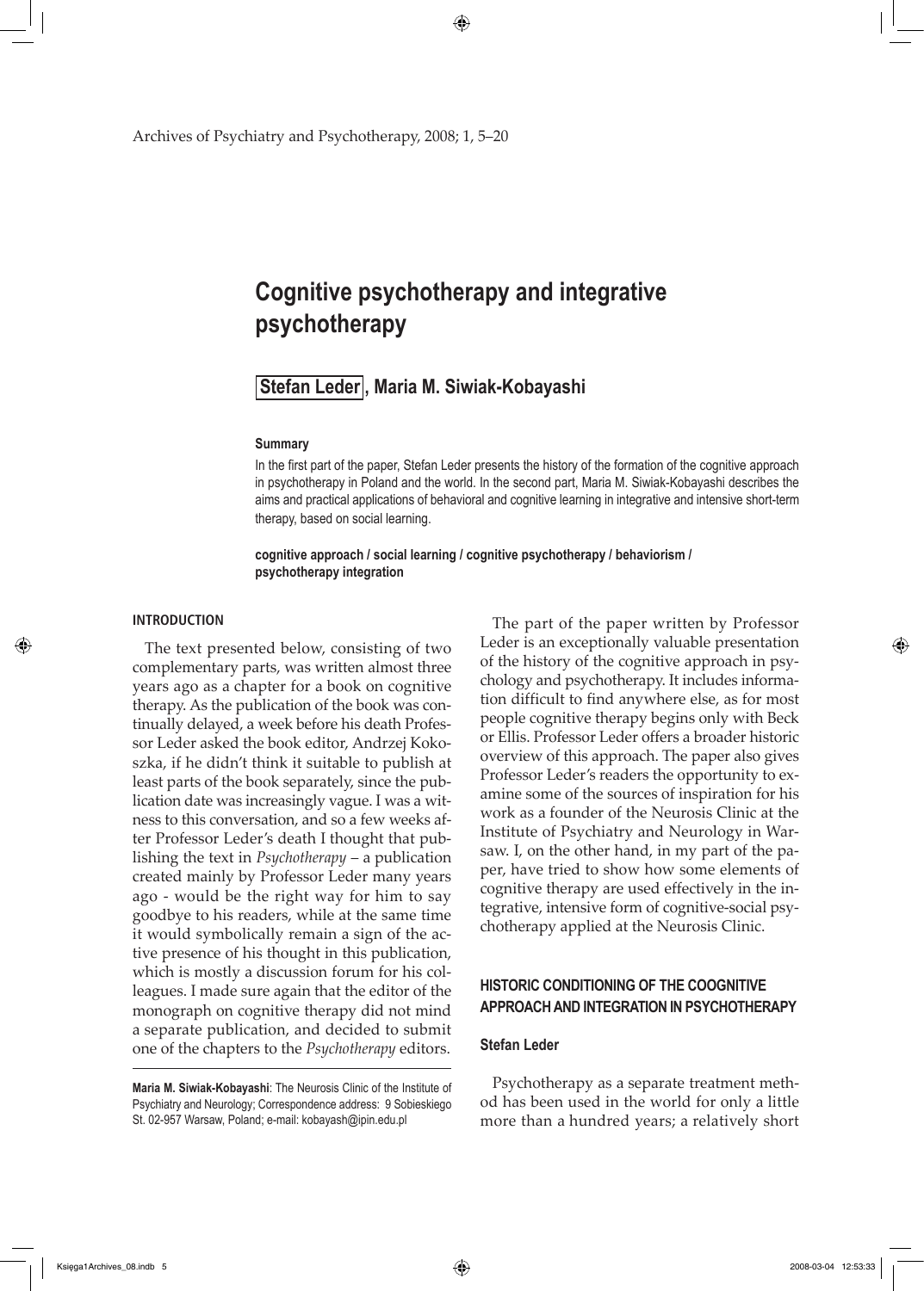# Cognitive psychotherapy and integrative psychotherapy

**Stefan Leder, Maria M. Siwiak-Kobayashi**

**Summary**

In the first part of the paper, Stefan Leder presents the history of the formation of the cognitive approach in psychotherapy in Poland and the world. In the second part, Maria M. Siwiak-Kobayashi describes the aims and practical applications of behavioral and cognitive learning in integrative and intensive short-term therapy, based on social learning.

**cognitive approach / social learning / cognitive psychotherapy / behaviorism / psychotherapy integration**

## INTRODUCTION

The text presented below, consisting of two complementary parts, was written almost three years ago as a chapter for a book on cognitive therapy. As the publication of the book was continually delayed, a week before his death Professor Leder asked the book editor, Andrzej Kokoszka, if he didn't think it suitable to publish at least parts of the book separately, since the publication date was increasingly vague. I was a witness to this conversation, and so a few weeks after Professor Leder's death I thought that publishing the text in *Psychotherapy* – a publication created mainly by Professor Leder many years ago - would be the right way for him to say goodbye to his readers, while at the same time it would symbolically remain a sign of the active presence of his thought in this publication, which is mostly a discussion forum for his colleagues. I made sure again that the editor of the monograph on cognitive therapy did not mind a separate publication, and decided to submit one of the chapters to the *Psychotherapy* editors.

The part of the paper written by Professor Leder is an exceptionally valuable presentation of the history of the cognitive approach in psychology and psychotherapy. It includes information difficult to find anywhere else, as for most people cognitive therapy begins only with Beck or Ellis. Professor Leder offers a broader historic overview of this approach. The paper also gives Professor Leder's readers the opportunity to examine some of the sources of inspiration for his work as a founder of the Neurosis Clinic at the Institute of Psychiatry and Neurology in Warsaw. I, on the other hand, in my part of the paper, have tried to show how some elements of cognitive therapy are used effectively in the integrative, intensive form of cognitive-social psychotherapy applied at the Neurosis Clinic.

## HISTORIC CONDITIONING OF THE COOGNITIVE APPROACH AND INTEGRATION IN PSYCHOTHERAPY

### Stefan Leder

Psychotherapy as a separate treatment method has been used in the world for only a little more than a hundred years; a relatively short

---

**Maria M. Siwiak-Kobayashi**: The Neurosis Clinic of the Institute of Psychiatry and Neurology; Correspondence address: 9 Sobieskiego St. 02-957 Warsaw, Poland; e-mail: kobayash@ipin.edu.pl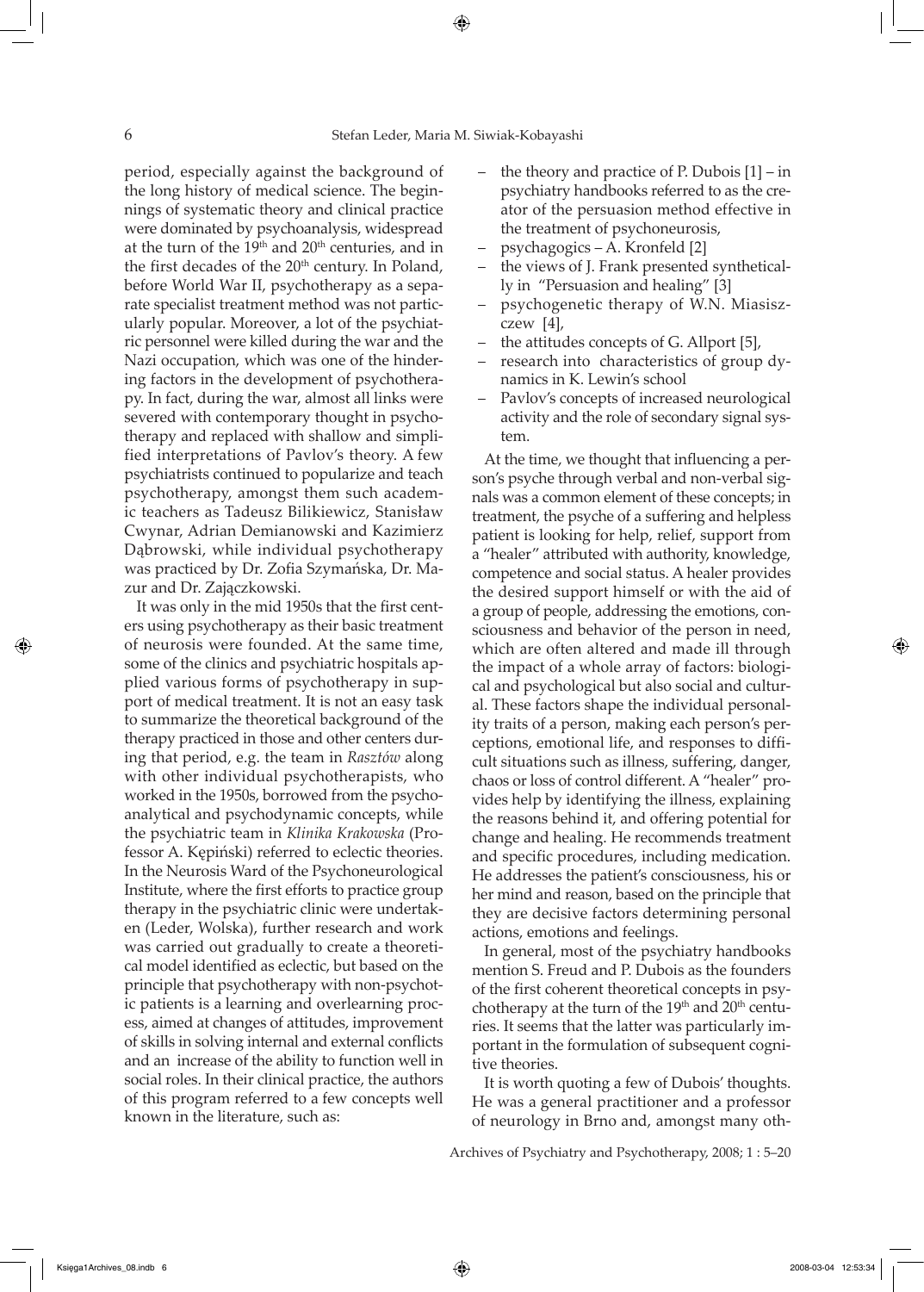period, especially against the background of the long history of medical science. The beginnings of systematic theory and clinical practice were dominated by psychoanalysis, widespread at the turn of the 19th and 20th centuries, and in the first decades of the 20th century. In Poland, before World War II, psychotherapy as a separate specialist treatment method was not particularly popular. Moreover, a lot of the psychiatric personnel were killed during the war and the Nazi occupation, which was one of the hindering factors in the development of psychotherapy. In fact, during the war, almost all links were severed with contemporary thought in psychotherapy and replaced with shallow and simplified interpretations of Pavlov's theory. A few psychiatrists continued to popularize and teach psychotherapy, amongst them such academic teachers as Tadeusz Bilikiewicz, Stanisław Cwynar, Adrian Demianowski and Kazimierz Dąbrowski, while individual psychotherapy was practiced by Dr. Zofia Szymańska, Dr. Mazur and Dr. Zajączkowski.

It was only in the mid 1950s that the first centers using psychotherapy as their basic treatment of neurosis were founded. At the same time, some of the clinics and psychiatric hospitals applied various forms of psychotherapy in support of medical treatment. It is not an easy task to summarize the theoretical background of the therapy practiced in those and other centers during that period, e.g. the team in *Rasztów* along with other individual psychotherapists, who worked in the 1950s, borrowed from the psychoanalytical and psychodynamic concepts, while the psychiatric team in *Klinika Krakowska* (Professor A. Kępiński) referred to eclectic theories. In the Neurosis Ward of the Psychoneurological Institute, where the first efforts to practice group therapy in the psychiatric clinic were undertaken (Leder, Wolska), further research and work was carried out gradually to create a theoretical model identified as eclectic, but based on the principle that psychotherapy with non-psychotic patients is a learning and overlearning process, aimed at changes of attitudes, improvement of skills in solving internal and external conflicts and an increase of the ability to function well in social roles. In their clinical practice, the authors of this program referred to a few concepts well known in the literature, such as:

- the theory and practice of P. Dubois [1] – in psychiatry handbooks referred to as the creator of the persuasion method effective in the treatment of psychoneurosis,
- psychagogics – A. Kronfeld [2]
- the views of J. Frank presented synthetically in "Persuasion and healing" [3]
- psychogenetic therapy of W.N. Miasiszczew [4],
- the attitudes concepts of G. Allport [5],
- research into characteristics of group dynamics in K. Lewin's school
- Pavlov's concepts of increased neurological activity and the role of secondary signal system.

At the time, we thought that influencing a person's psyche through verbal and non-verbal signals was a common element of these concepts; in treatment, the psyche of a suffering and helpless patient is looking for help, relief, support from a "healer" attributed with authority, knowledge, competence and social status. A healer provides the desired support himself or with the aid of a group of people, addressing the emotions, consciousness and behavior of the person in need, which are often altered and made ill through the impact of a whole array of factors: biological and psychological but also social and cultural. These factors shape the individual personality traits of a person, making each person's perceptions, emotional life, and responses to difficult situations such as illness, suffering, danger, chaos or loss of control different. A "healer" provides help by identifying the illness, explaining the reasons behind it, and offering potential for change and healing. He recommends treatment and specific procedures, including medication. He addresses the patient's consciousness, his or her mind and reason, based on the principle that they are decisive factors determining personal actions, emotions and feelings.

In general, most of the psychiatry handbooks mention S. Freud and P. Dubois as the founders of the first coherent theoretical concepts in psychotherapy at the turn of the 19th and 20th centuries. It seems that the latter was particularly important in the formulation of subsequent cognitive theories.

It is worth quoting a few of Dubois' thoughts. He was a general practitioner and a professor of neurology in Brno and, amongst many oth-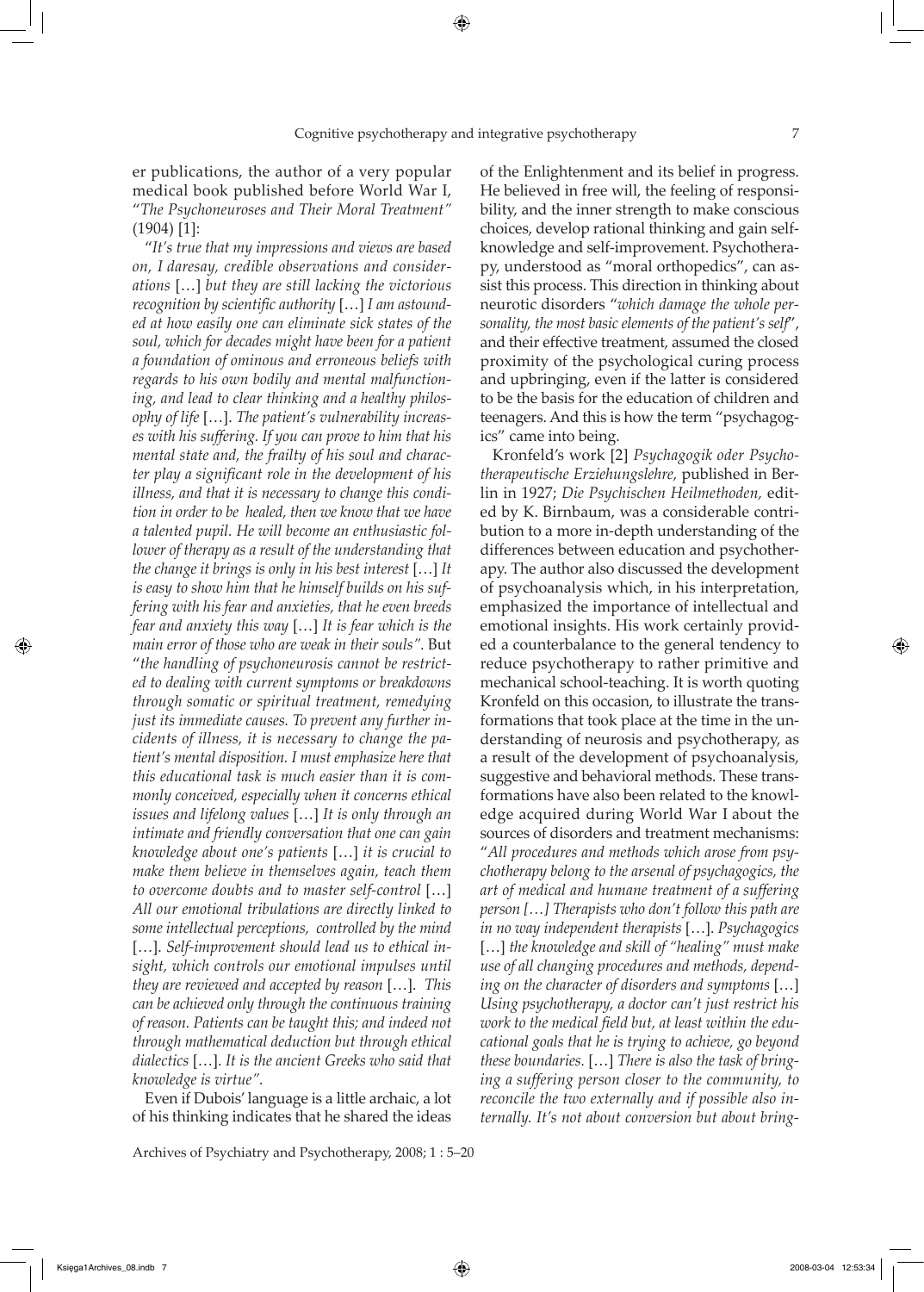er publications, the author of a very popular medical book published before World War I, "*The Psychoneuroses and Their Moral Treatment"* (1904) [1]:

"*It's true that my impressions and views are based on, I daresay, credible observations and considerations* […] *but they are still lacking the victorious recognition by scientific authority* […] *I am astounded at how easily one can eliminate sick states of the soul, which for decades might have been for a patient a foundation of ominous and erroneous beliefs with regards to his own bodily and mental malfunctioning, and lead to clear thinking and a healthy philosophy of life* […]. *The patient's vulnerability increases with his suffering. If you can prove to him that his mental state and, the frailty of his soul and character play a significant role in the development of his illness, and that it is necessary to change this condition in order to be healed, then we know that we have a talented pupil. He will become an enthusiastic follower of therapy as a result of the understanding that the change it brings is only in his best interest* […] *It is easy to show him that he himself builds on his suffering with his fear and anxieties, that he even breeds fear and anxiety this way* […] *It is fear which is the main error of those who are weak in their souls"*. But "*the handling of psychoneurosis cannot be restricted to dealing with current symptoms or breakdowns through somatic or spiritual treatment, remedying just its immediate causes. To prevent any further incidents of illness, it is necessary to change the patient's mental disposition. I must emphasize here that this educational task is much easier than it is commonly conceived, especially when it concerns ethical issues and lifelong values* […] *It is only through an intimate and friendly conversation that one can gain knowledge about one's patients* […] *it is crucial to make them believe in themselves again, teach them to overcome doubts and to master self-control* […] *All our emotional tribulations are directly linked to some intellectual perceptions, controlled by the mind* […]. *Self-improvement should lead us to ethical insight, which controls our emotional impulses until they are reviewed and accepted by reason* […]. *This can be achieved only through the continuous training of reason. Patients can be taught this; and indeed not through mathematical deduction but through ethical dialectics* […]. *It is the ancient Greeks who said that knowledge is virtue"*.

Even if Dubois' language is a little archaic, a lot of his thinking indicates that he shared the ideas of the Enlightenment and its belief in progress. He believed in free will, the feeling of responsibility, and the inner strength to make conscious choices, develop rational thinking and gain self-knowledge and self-improvement. Psychotherapy, understood as "moral orthopedics", can assist this process. This direction in thinking about neurotic disorders "*which damage the whole personality, the most basic elements of the patient's self*", and their effective treatment, assumed the closed proximity of the psychological curing process and upbringing, even if the latter is considered to be the basis for the education of children and teenagers. And this is how the term "psychagogics" came into being.

Kronfeld's work [2] *Psychagogik oder Psychotherapeutische Erziehungslehre,* published in Berlin in 1927; *Die Psychischen Heilmethoden,* edited by K. Birnbaum, was a considerable contribution to a more in-depth understanding of the differences between education and psychotherapy. The author also discussed the development of psychoanalysis which, in his interpretation, emphasized the importance of intellectual and emotional insights. His work certainly provided a counterbalance to the general tendency to reduce psychotherapy to rather primitive and mechanical school-teaching. It is worth quoting Kronfeld on this occasion, to illustrate the transformations that took place at the time in the understanding of neurosis and psychotherapy, as a result of the development of psychoanalysis, suggestive and behavioral methods. These transformations have also been related to the knowledge acquired during World War I about the sources of disorders and treatment mechanisms: "*All procedures and methods which arose from psychotherapy belong to the arsenal of psychagogics, the art of medical and humane treatment of a suffering person […] Therapists who don't follow this path are in no way independent therapists* […]. *Psychagogics* […] *the knowledge and skill of "healing" must make use of all changing procedures and methods, depending on the character of disorders and symptoms* […] *Using psychotherapy, a doctor can't just restrict his work to the medical field but, at least within the educational goals that he is trying to achieve, go beyond these boundaries.* […] *There is also the task of bringing a suffering person closer to the community, to reconcile the two externally and if possible also internally. It's not about conversion but about bring-*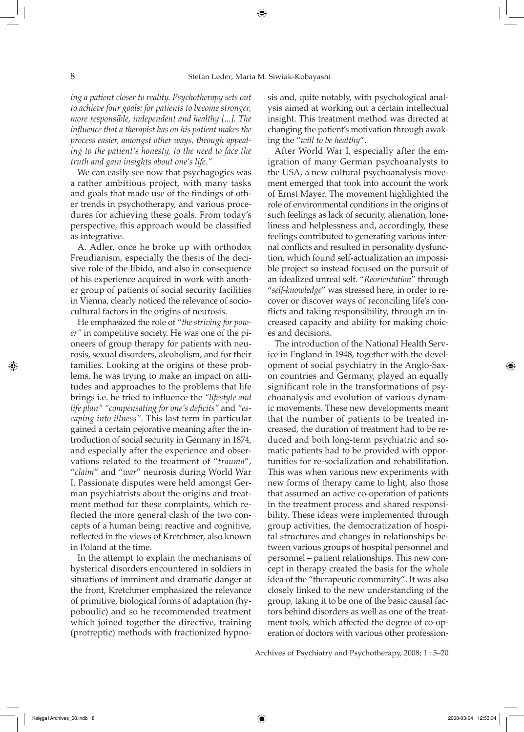*ing a patient closer to reality. Psychotherapy sets out to achieve four goals: for patients to become stronger, more responsible, independent and healthy [...]. The influence that a therapist has on his patient makes the process easier, amongst other ways, through appealing to the patient's honesty, to the need to face the truth and gain insights about one's life."*

We can easily see now that psychagogics was a rather ambitious project, with many tasks and goals that made use of the findings of other trends in psychotherapy, and various procedures for achieving these goals. From today's perspective, this approach would be classified as integrative.

A. Adler, once he broke up with orthodox Freudianism, especially the thesis of the decisive role of the libido, and also in consequence of his experience acquired in work with another group of patients of social security facilities in Vienna, clearly noticed the relevance of sociocultural factors in the origins of neurosis.

He emphasized the role of "*the striving for power"* in competitive society. He was one of the pioneers of group therapy for patients with neurosis, sexual disorders, alcoholism, and for their families. Looking at the origins of these problems, he was trying to make an impact on attitudes and approaches to the problems that life brings i.e. he tried to influence the *"lifestyle and life plan" "compensating for one's deficits"* and *"escaping into illness"*. This last term in particular gained a certain pejorative meaning after the introduction of social security in Germany in 1874, and especially after the experience and observations related to the treatment of "*trauma*", "*claim*" and "*war*" neurosis during World War I. Passionate disputes were held amongst German psychiatrists about the origins and treatment method for these complaints, which reflected the more general clash of the two concepts of a human being: reactive and cognitive, reflected in the views of Kretchmer, also known in Poland at the time.

In the attempt to explain the mechanisms of hysterical disorders encountered in soldiers in situations of imminent and dramatic danger at the front, Kretchmer emphasized the relevance of primitive, biological forms of adaptation (hypoboulic) and so he recommended treatment which joined together the directive, training (protreptic) methods with fractionized hypnosis and, quite notably, with psychological analysis aimed at working out a certain intellectual insight. This treatment method was directed at changing the patient's motivation through awaking the "*will to be healthy*".

After World War I, especially after the emigration of many German psychoanalysts to the USA, a new cultural psychoanalysis movement emerged that took into account the work of Ernst Mayer. The movement highlighted the role of environmental conditions in the origins of such feelings as lack of security, alienation, loneliness and helplessness and, accordingly, these feelings contributed to generating various internal conflicts and resulted in personality dysfunction, which found self-actualization an impossible project so instead focused on the pursuit of an idealized unreal self. "*Reorientation*" through "*self-knowledge*" was stressed here, in order to recover or discover ways of reconciling life's conflicts and taking responsibility, through an increased capacity and ability for making choices and decisions.

The introduction of the National Health Service in England in 1948, together with the development of social psychiatry in the Anglo-Saxon countries and Germany, played an equally significant role in the transformations of psychoanalysis and evolution of various dynamic movements. These new developments meant that the number of patients to be treated increased, the duration of treatment had to be reduced and both long-term psychiatric and somatic patients had to be provided with opportunities for re-socialization and rehabilitation. This was when various new experiments with new forms of therapy came to light, also those that assumed an active co-operation of patients in the treatment process and shared responsibility. These ideas were implemented through group activities, the democratization of hospital structures and changes in relationships between various groups of hospital personnel and personnel – patient relationships. This new concept in therapy created the basis for the whole idea of the "therapeutic community". It was also closely linked to the new understanding of the group, taking it to be one of the basic causal factors behind disorders as well as one of the treatment tools, which affected the degree of co-operation of doctors with various other profession-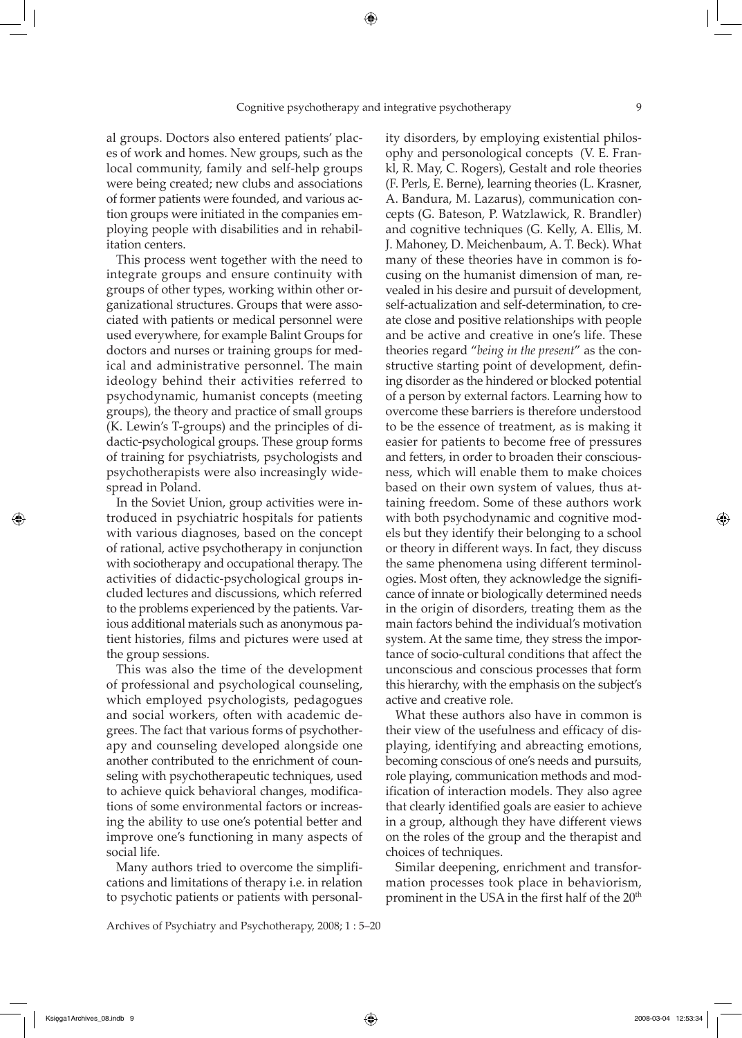al groups. Doctors also entered patients' places of work and homes. New groups, such as the local community, family and self-help groups were being created; new clubs and associations of former patients were founded, and various action groups were initiated in the companies employing people with disabilities and in rehabilitation centers.

This process went together with the need to integrate groups and ensure continuity with groups of other types, working within other organizational structures. Groups that were associated with patients or medical personnel were used everywhere, for example Balint Groups for doctors and nurses or training groups for medical and administrative personnel. The main ideology behind their activities referred to psychodynamic, humanist concepts (meeting groups), the theory and practice of small groups (K. Lewin's T-groups) and the principles of didactic-psychological groups. These group forms of training for psychiatrists, psychologists and psychotherapists were also increasingly widespread in Poland.

In the Soviet Union, group activities were introduced in psychiatric hospitals for patients with various diagnoses, based on the concept of rational, active psychotherapy in conjunction with sociotherapy and occupational therapy. The activities of didactic-psychological groups included lectures and discussions, which referred to the problems experienced by the patients. Various additional materials such as anonymous patient histories, films and pictures were used at the group sessions.

This was also the time of the development of professional and psychological counseling, which employed psychologists, pedagogues and social workers, often with academic degrees. The fact that various forms of psychotherapy and counseling developed alongside one another contributed to the enrichment of counseling with psychotherapeutic techniques, used to achieve quick behavioral changes, modifications of some environmental factors or increasing the ability to use one's potential better and improve one's functioning in many aspects of social life.

Many authors tried to overcome the simplifications and limitations of therapy i.e. in relation to psychotic patients or patients with personality disorders, by employing existential philosophy and personological concepts (V. E. Frankl, R. May, C. Rogers), Gestalt and role theories (F. Perls, E. Berne), learning theories (L. Krasner, A. Bandura, M. Lazarus), communication concepts (G. Bateson, P. Watzlawick, R. Brandler) and cognitive techniques (G. Kelly, A. Ellis, M. J. Mahoney, D. Meichenbaum, A. T. Beck). What many of these theories have in common is focusing on the humanist dimension of man, revealed in his desire and pursuit of development, self-actualization and self-determination, to create close and positive relationships with people and be active and creative in one's life. These theories regard "*being in the present*" as the constructive starting point of development, defining disorder as the hindered or blocked potential of a person by external factors. Learning how to overcome these barriers is therefore understood to be the essence of treatment, as is making it easier for patients to become free of pressures and fetters, in order to broaden their consciousness, which will enable them to make choices based on their own system of values, thus attaining freedom. Some of these authors work with both psychodynamic and cognitive models but they identify their belonging to a school or theory in different ways. In fact, they discuss the same phenomena using different terminologies. Most often, they acknowledge the significance of innate or biologically determined needs in the origin of disorders, treating them as the main factors behind the individual's motivation system. At the same time, they stress the importance of socio-cultural conditions that affect the unconscious and conscious processes that form this hierarchy, with the emphasis on the subject's active and creative role.

What these authors also have in common is their view of the usefulness and efficacy of displaying, identifying and abreacting emotions, becoming conscious of one's needs and pursuits, role playing, communication methods and modification of interaction models. They also agree that clearly identified goals are easier to achieve in a group, although they have different views on the roles of the group and the therapist and choices of techniques.

Similar deepening, enrichment and transformation processes took place in behaviorism, prominent in the USA in the first half of the 20th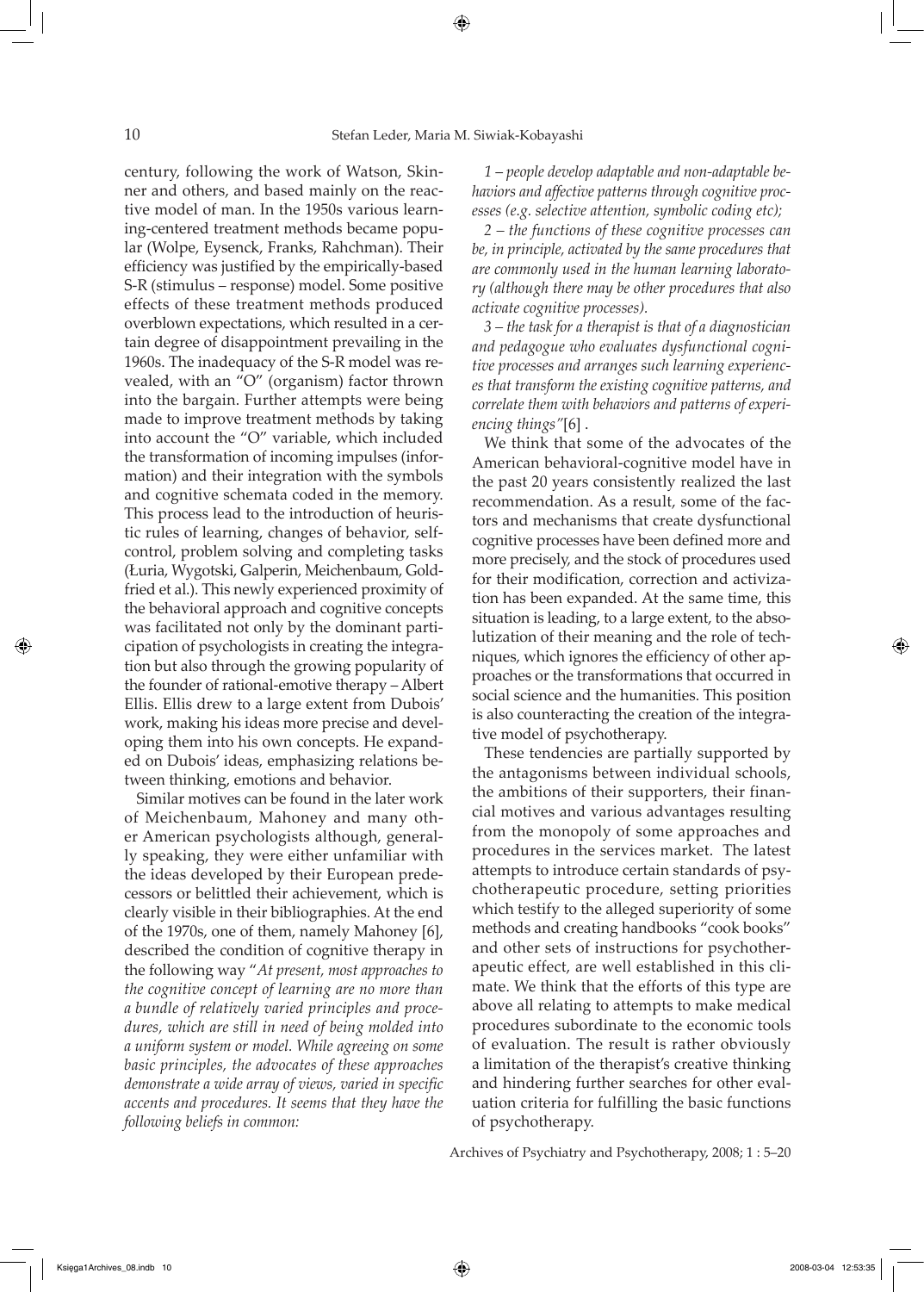century, following the work of Watson, Skinner and others, and based mainly on the reactive model of man. In the 1950s various learning-centered treatment methods became popular (Wolpe, Eysenck, Franks, Rahchman). Their efficiency was justified by the empirically-based S-R (stimulus – response) model. Some positive effects of these treatment methods produced overblown expectations, which resulted in a certain degree of disappointment prevailing in the 1960s. The inadequacy of the S-R model was revealed, with an "O" (organism) factor thrown into the bargain. Further attempts were being made to improve treatment methods by taking into account the "O" variable, which included the transformation of incoming impulses (information) and their integration with the symbols and cognitive schemata coded in the memory. This process lead to the introduction of heuristic rules of learning, changes of behavior, self-control, problem solving and completing tasks (Łuria, Wygotski, Galperin, Meichenbaum, Goldfried et al.). This newly experienced proximity of the behavioral approach and cognitive concepts was facilitated not only by the dominant participation of psychologists in creating the integration but also through the growing popularity of the founder of rational-emotive therapy – Albert Ellis. Ellis drew to a large extent from Dubois' work, making his ideas more precise and developing them into his own concepts. He expanded on Dubois' ideas, emphasizing relations between thinking, emotions and behavior.

Similar motives can be found in the later work of Meichenbaum, Mahoney and many other American psychologists although, generally speaking, they were either unfamiliar with the ideas developed by their European predecessors or belittled their achievement, which is clearly visible in their bibliographies. At the end of the 1970s, one of them, namely Mahoney [6], described the condition of cognitive therapy in the following way "*At present, most approaches to the cognitive concept of learning are no more than a bundle of relatively varied principles and procedures, which are still in need of being molded into a uniform system or model. While agreeing on some basic principles, the advocates of these approaches demonstrate a wide array of views, varied in specific accents and procedures. It seems that they have the following beliefs in common:*

*1 – people develop adaptable and non-adaptable behaviors and affective patterns through cognitive processes (e.g. selective attention, symbolic coding etc);*

*2 – the functions of these cognitive processes can be, in principle, activated by the same procedures that are commonly used in the human learning laboratory (although there may be other procedures that also activate cognitive processes).*

*3 – the task for a therapist is that of a diagnostician and pedagogue who evaluates dysfunctional cognitive processes and arranges such learning experiences that transform the existing cognitive patterns, and correlate them with behaviors and patterns of experiencing things"*[6] .

We think that some of the advocates of the American behavioral-cognitive model have in the past 20 years consistently realized the last recommendation. As a result, some of the factors and mechanisms that create dysfunctional cognitive processes have been defined more and more precisely, and the stock of procedures used for their modification, correction and activization has been expanded. At the same time, this situation is leading, to a large extent, to the absolutization of their meaning and the role of techniques, which ignores the efficiency of other approaches or the transformations that occurred in social science and the humanities. This position is also counteracting the creation of the integrative model of psychotherapy.

These tendencies are partially supported by the antagonisms between individual schools, the ambitions of their supporters, their financial motives and various advantages resulting from the monopoly of some approaches and procedures in the services market. The latest attempts to introduce certain standards of psychotherapeutic procedure, setting priorities which testify to the alleged superiority of some methods and creating handbooks "cook books" and other sets of instructions for psychotherapeutic effect, are well established in this climate. We think that the efforts of this type are above all relating to attempts to make medical procedures subordinate to the economic tools of evaluation. The result is rather obviously a limitation of the therapist's creative thinking and hindering further searches for other evaluation criteria for fulfilling the basic functions of psychotherapy.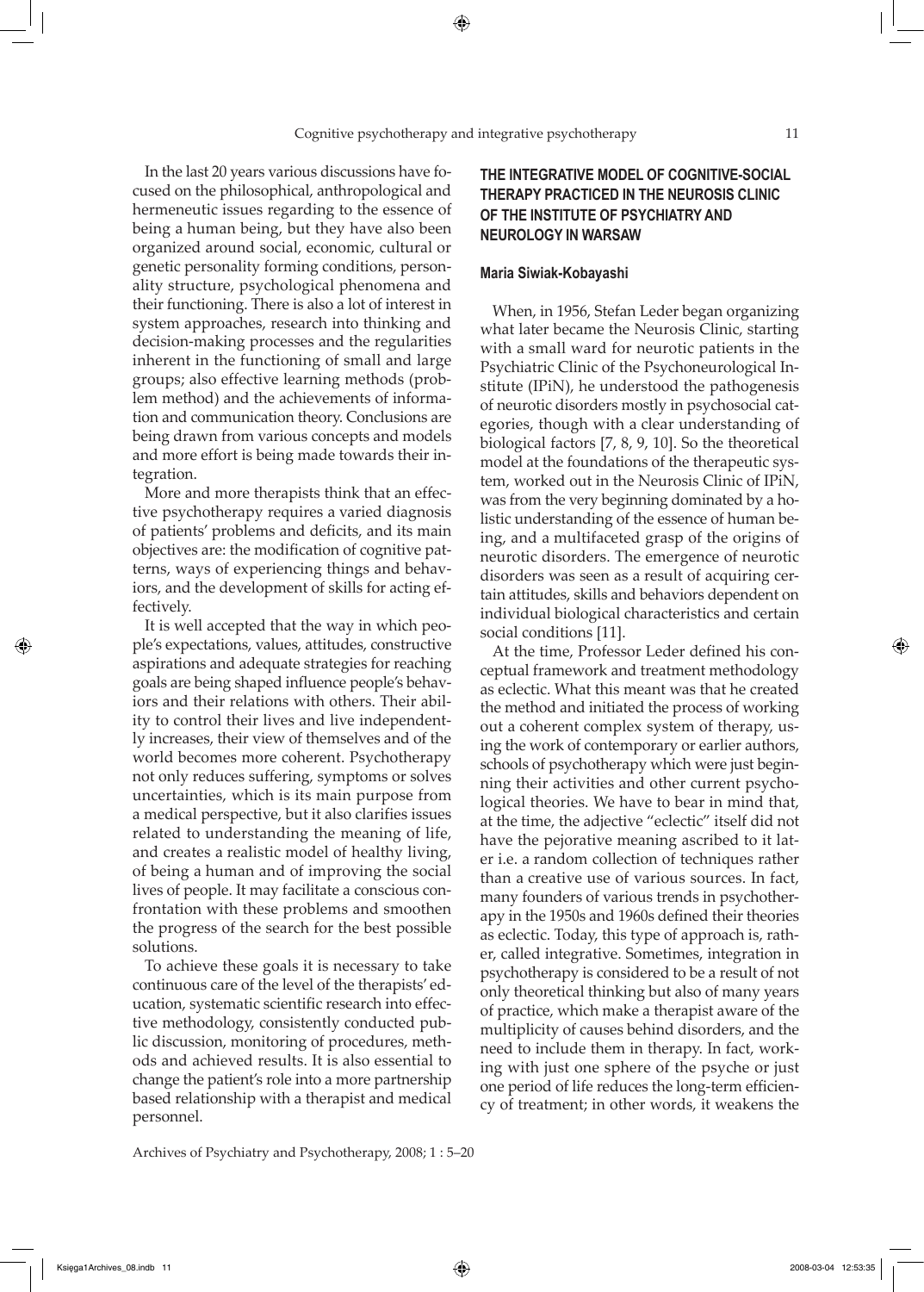In the last 20 years various discussions have focused on the philosophical, anthropological and hermeneutic issues regarding to the essence of being a human being, but they have also been organized around social, economic, cultural or genetic personality forming conditions, personality structure, psychological phenomena and their functioning. There is also a lot of interest in system approaches, research into thinking and decision-making processes and the regularities inherent in the functioning of small and large groups; also effective learning methods (problem method) and the achievements of information and communication theory. Conclusions are being drawn from various concepts and models and more effort is being made towards their integration.

More and more therapists think that an effective psychotherapy requires a varied diagnosis of patients' problems and deficits, and its main objectives are: the modification of cognitive patterns, ways of experiencing things and behaviors, and the development of skills for acting effectively.

It is well accepted that the way in which people's expectations, values, attitudes, constructive aspirations and adequate strategies for reaching goals are being shaped influence people's behaviors and their relations with others. Their ability to control their lives and live independently increases, their view of themselves and of the world becomes more coherent. Psychotherapy not only reduces suffering, symptoms or solves uncertainties, which is its main purpose from a medical perspective, but it also clarifies issues related to understanding the meaning of life, and creates a realistic model of healthy living, of being a human and of improving the social lives of people. It may facilitate a conscious confrontation with these problems and smoothen the progress of the search for the best possible solutions.

To achieve these goals it is necessary to take continuous care of the level of the therapists' education, systematic scientific research into effective methodology, consistently conducted public discussion, monitoring of procedures, methods and achieved results. It is also essential to change the patient's role into a more partnership based relationship with a therapist and medical personnel.

## THE INTEGRATIVE MODEL OF COGNITIVE-SOCIAL THERAPY PRACTICED IN THE NEUROSIS CLINIC OF THE INSTITUTE OF PSYCHIATRY AND NEUROLOGY IN WARSAW

**Maria Siwiak-Kobayashi**

When, in 1956, Stefan Leder began organizing what later became the Neurosis Clinic, starting with a small ward for neurotic patients in the Psychiatric Clinic of the Psychoneurological Institute (IPiN), he understood the pathogenesis of neurotic disorders mostly in psychosocial categories, though with a clear understanding of biological factors [7, 8, 9, 10]. So the theoretical model at the foundations of the therapeutic system, worked out in the Neurosis Clinic of IPiN, was from the very beginning dominated by a holistic understanding of the essence of human being, and a multifaceted grasp of the origins of neurotic disorders. The emergence of neurotic disorders was seen as a result of acquiring certain attitudes, skills and behaviors dependent on individual biological characteristics and certain social conditions [11].

At the time, Professor Leder defined his conceptual framework and treatment methodology as eclectic. What this meant was that he created the method and initiated the process of working out a coherent complex system of therapy, using the work of contemporary or earlier authors, schools of psychotherapy which were just beginning their activities and other current psychological theories. We have to bear in mind that, at the time, the adjective "eclectic" itself did not have the pejorative meaning ascribed to it later i.e. a random collection of techniques rather than a creative use of various sources. In fact, many founders of various trends in psychotherapy in the 1950s and 1960s defined their theories as eclectic. Today, this type of approach is, rather, called integrative. Sometimes, integration in psychotherapy is considered to be a result of not only theoretical thinking but also of many years of practice, which make a therapist aware of the multiplicity of causes behind disorders, and the need to include them in therapy. In fact, working with just one sphere of the psyche or just one period of life reduces the long-term efficiency of treatment; in other words, it weakens the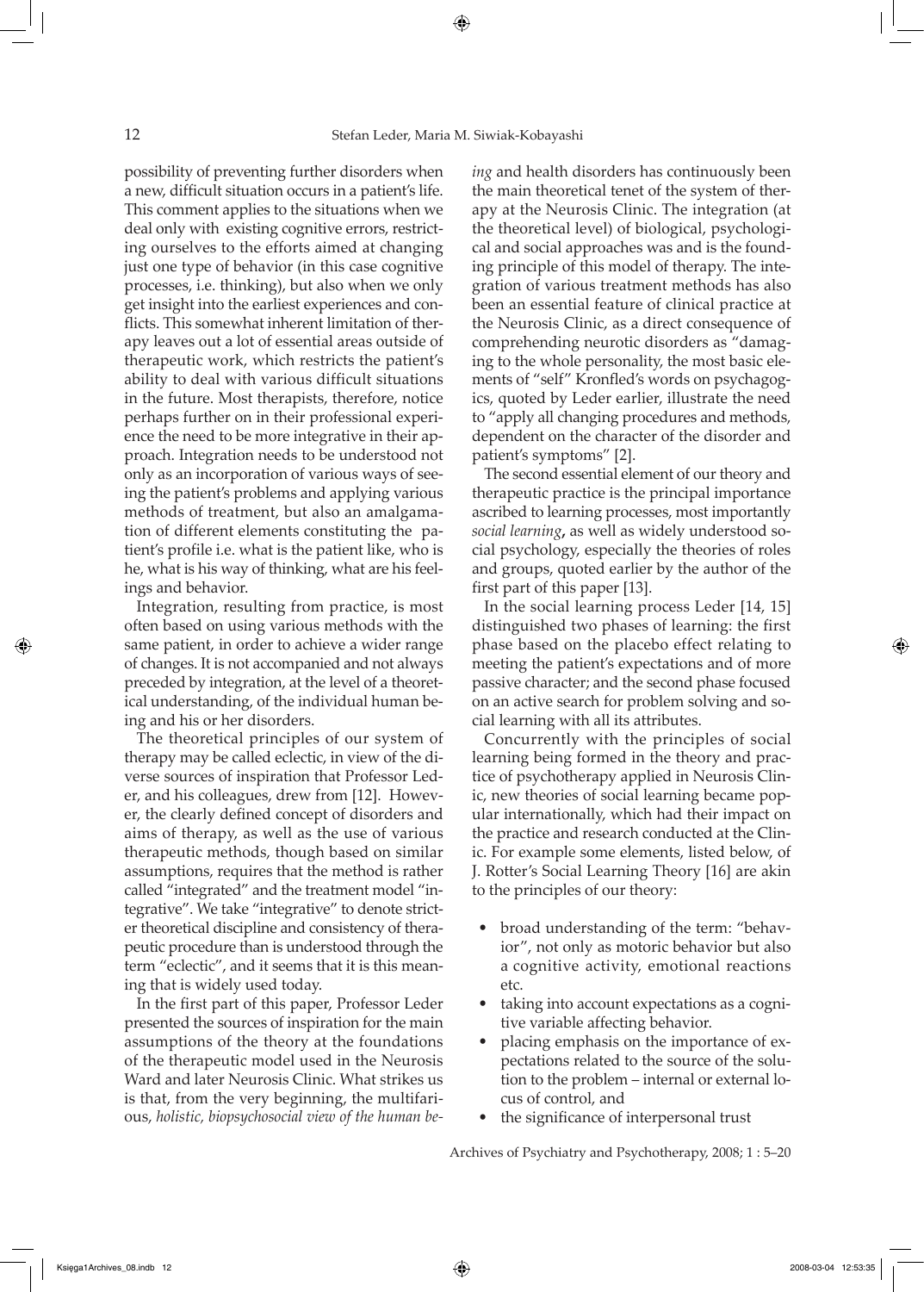possibility of preventing further disorders when a new, difficult situation occurs in a patient's life. This comment applies to the situations when we deal only with existing cognitive errors, restricting ourselves to the efforts aimed at changing just one type of behavior (in this case cognitive processes, i.e. thinking), but also when we only get insight into the earliest experiences and conflicts. This somewhat inherent limitation of therapy leaves out a lot of essential areas outside of therapeutic work, which restricts the patient's ability to deal with various difficult situations in the future. Most therapists, therefore, notice perhaps further on in their professional experience the need to be more integrative in their approach. Integration needs to be understood not only as an incorporation of various ways of seeing the patient's problems and applying various methods of treatment, but also an amalgamation of different elements constituting the patient's profile i.e. what is the patient like, who is he, what is his way of thinking, what are his feelings and behavior.

Integration, resulting from practice, is most often based on using various methods with the same patient, in order to achieve a wider range of changes. It is not accompanied and not always preceded by integration, at the level of a theoretical understanding, of the individual human being and his or her disorders.

The theoretical principles of our system of therapy may be called eclectic, in view of the diverse sources of inspiration that Professor Leder, and his colleagues, drew from [12]. However, the clearly defined concept of disorders and aims of therapy, as well as the use of various therapeutic methods, though based on similar assumptions, requires that the method is rather called "integrated" and the treatment model "integrative". We take "integrative" to denote stricter theoretical discipline and consistency of therapeutic procedure than is understood through the term "eclectic", and it seems that it is this meaning that is widely used today.

In the first part of this paper, Professor Leder presented the sources of inspiration for the main assumptions of the theory at the foundations of the therapeutic model used in the Neurosis Ward and later Neurosis Clinic. What strikes us is that, from the very beginning, the multifarious, *holistic, biopsychosocial view of the human being* and health disorders has continuously been the main theoretical tenet of the system of therapy at the Neurosis Clinic. The integration (at the theoretical level) of biological, psychological and social approaches was and is the founding principle of this model of therapy. The integration of various treatment methods has also been an essential feature of clinical practice at the Neurosis Clinic, as a direct consequence of comprehending neurotic disorders as "damaging to the whole personality, the most basic elements of "self" Kronfled's words on psychagogics, quoted by Leder earlier, illustrate the need to "apply all changing procedures and methods, dependent on the character of the disorder and patient's symptoms" [2].

The second essential element of our theory and therapeutic practice is the principal importance ascribed to learning processes, most importantly *social learning*, as well as widely understood social psychology, especially the theories of roles and groups, quoted earlier by the author of the first part of this paper [13].

In the social learning process Leder [14, 15] distinguished two phases of learning: the first phase based on the placebo effect relating to meeting the patient's expectations and of more passive character; and the second phase focused on an active search for problem solving and social learning with all its attributes.

Concurrently with the principles of social learning being formed in the theory and practice of psychotherapy applied in Neurosis Clinic, new theories of social learning became popular internationally, which had their impact on the practice and research conducted at the Clinic. For example some elements, listed below, of J. Rotter's Social Learning Theory [16] are akin to the principles of our theory:

- broad understanding of the term: "behavior", not only as motoric behavior but also a cognitive activity, emotional reactions etc.
- taking into account expectations as a cognitive variable affecting behavior.
- placing emphasis on the importance of expectations related to the source of the solution to the problem – internal or external locus of control, and
- the significance of interpersonal trust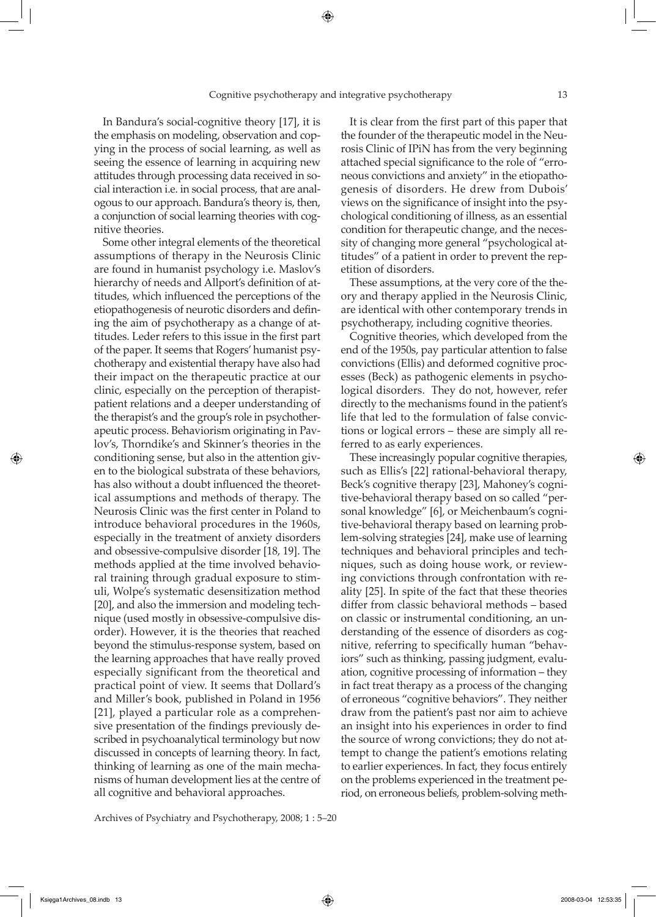In Bandura's social-cognitive theory [17], it is the emphasis on modeling, observation and copying in the process of social learning, as well as seeing the essence of learning in acquiring new attitudes through processing data received in social interaction i.e. in social process, that are analogous to our approach. Bandura's theory is, then, a conjunction of social learning theories with cognitive theories.

Some other integral elements of the theoretical assumptions of therapy in the Neurosis Clinic are found in humanist psychology i.e. Maslov's hierarchy of needs and Allport's definition of attitudes, which influenced the perceptions of the etiopathogenesis of neurotic disorders and defining the aim of psychotherapy as a change of attitudes. Leder refers to this issue in the first part of the paper. It seems that Rogers' humanist psychotherapy and existential therapy have also had their impact on the therapeutic practice at our clinic, especially on the perception of therapist-patient relations and a deeper understanding of the therapist's and the group's role in psychotherapeutic process. Behaviorism originating in Pavlov's, Thorndike's and Skinner's theories in the conditioning sense, but also in the attention given to the biological substrata of these behaviors, has also without a doubt influenced the theoretical assumptions and methods of therapy. The Neurosis Clinic was the first center in Poland to introduce behavioral procedures in the 1960s, especially in the treatment of anxiety disorders and obsessive-compulsive disorder [18, 19]. The methods applied at the time involved behavioral training through gradual exposure to stimuli, Wolpe's systematic desensitization method [20], and also the immersion and modeling technique (used mostly in obsessive-compulsive disorder). However, it is the theories that reached beyond the stimulus-response system, based on the learning approaches that have really proved especially significant from the theoretical and practical point of view. It seems that Dollard's and Miller's book, published in Poland in 1956 [21], played a particular role as a comprehensive presentation of the findings previously described in psychoanalytical terminology but now discussed in concepts of learning theory. In fact, thinking of learning as one of the main mechanisms of human development lies at the centre of all cognitive and behavioral approaches.

It is clear from the first part of this paper that the founder of the therapeutic model in the Neurosis Clinic of IPiN has from the very beginning attached special significance to the role of "erroneous convictions and anxiety" in the etiopathogenesis of disorders. He drew from Dubois' views on the significance of insight into the psychological conditioning of illness, as an essential condition for therapeutic change, and the necessity of changing more general "psychological attitudes" of a patient in order to prevent the repetition of disorders.

These assumptions, at the very core of the theory and therapy applied in the Neurosis Clinic, are identical with other contemporary trends in psychotherapy, including cognitive theories.

Cognitive theories, which developed from the end of the 1950s, pay particular attention to false convictions (Ellis) and deformed cognitive processes (Beck) as pathogenic elements in psychological disorders. They do not, however, refer directly to the mechanisms found in the patient's life that led to the formulation of false convictions or logical errors – these are simply all referred to as early experiences.

These increasingly popular cognitive therapies, such as Ellis's [22] rational-behavioral therapy, Beck's cognitive therapy [23], Mahoney's cognitive-behavioral therapy based on so called "personal knowledge" [6], or Meichenbaum's cognitive-behavioral therapy based on learning problem-solving strategies [24], make use of learning techniques and behavioral principles and techniques, such as doing house work, or reviewing convictions through confrontation with reality [25]. In spite of the fact that these theories differ from classic behavioral methods – based on classic or instrumental conditioning, an understanding of the essence of disorders as cognitive, referring to specifically human "behaviors" such as thinking, passing judgment, evaluation, cognitive processing of information – they in fact treat therapy as a process of the changing of erroneous "cognitive behaviors". They neither draw from the patient's past nor aim to achieve an insight into his experiences in order to find the source of wrong convictions; they do not attempt to change the patient's emotions relating to earlier experiences. In fact, they focus entirely on the problems experienced in the treatment period, on erroneous beliefs, problem-solving meth-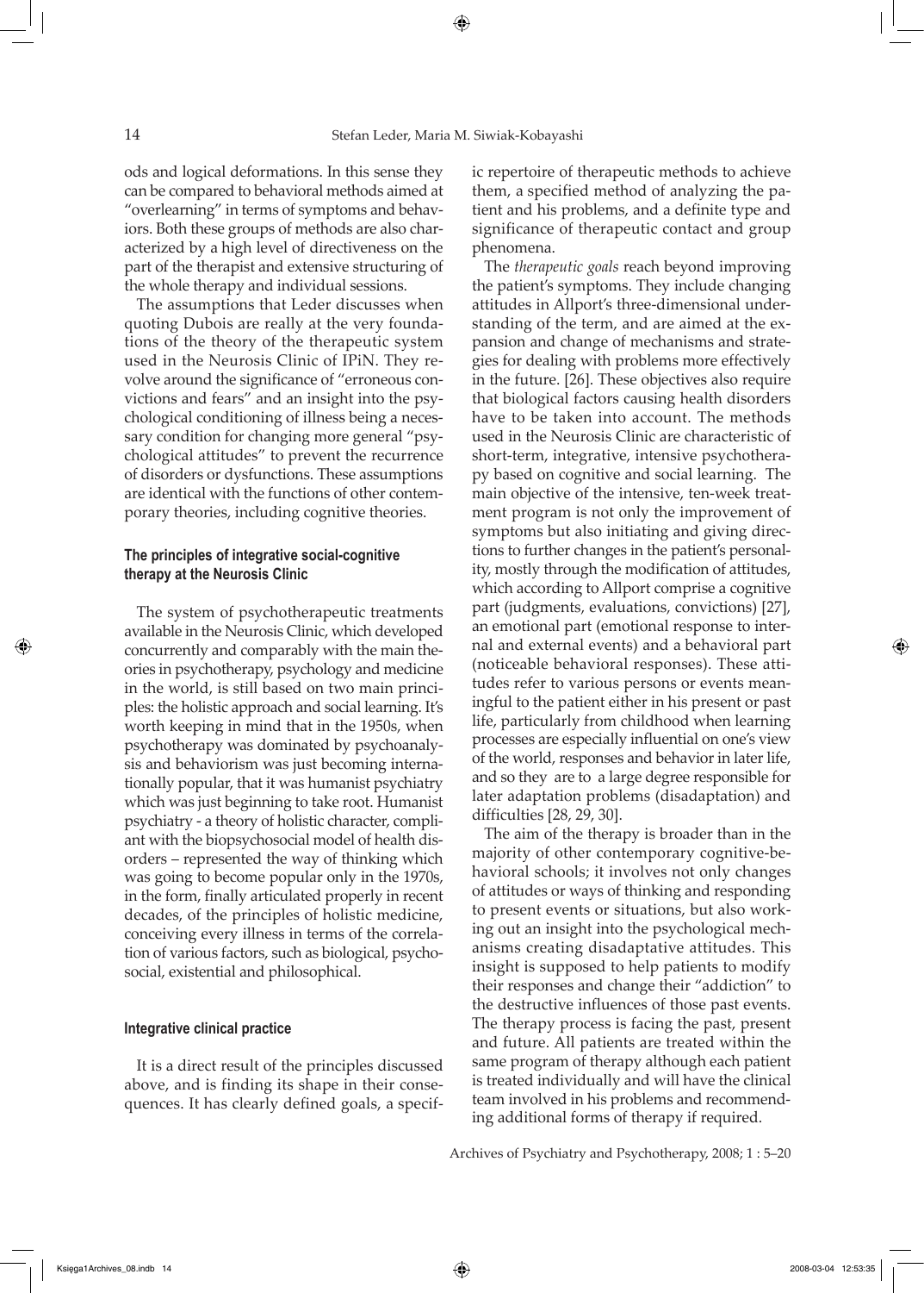ods and logical deformations. In this sense they can be compared to behavioral methods aimed at "overlearning" in terms of symptoms and behaviors. Both these groups of methods are also characterized by a high level of directiveness on the part of the therapist and extensive structuring of the whole therapy and individual sessions.

The assumptions that Leder discusses when quoting Dubois are really at the very foundations of the theory of the therapeutic system used in the Neurosis Clinic of IPiN. They revolve around the significance of "erroneous convictions and fears" and an insight into the psychological conditioning of illness being a necessary condition for changing more general "psychological attitudes" to prevent the recurrence of disorders or dysfunctions. These assumptions are identical with the functions of other contemporary theories, including cognitive theories.

### The principles of integrative social-cognitive therapy at the Neurosis Clinic

The system of psychotherapeutic treatments available in the Neurosis Clinic, which developed concurrently and comparably with the main theories in psychotherapy, psychology and medicine in the world, is still based on two main principles: the holistic approach and social learning. It's worth keeping in mind that in the 1950s, when psychotherapy was dominated by psychoanalysis and behaviorism was just becoming internationally popular, that it was humanist psychiatry which was just beginning to take root. Humanist psychiatry - a theory of holistic character, compliant with the biopsychosocial model of health disorders – represented the way of thinking which was going to become popular only in the 1970s, in the form, finally articulated properly in recent decades, of the principles of holistic medicine, conceiving every illness in terms of the correlation of various factors, such as biological, psychosocial, existential and philosophical.

### Integrative clinical practice

It is a direct result of the principles discussed above, and is finding its shape in their consequences. It has clearly defined goals, a specific repertoire of therapeutic methods to achieve them, a specified method of analyzing the patient and his problems, and a definite type and significance of therapeutic contact and group phenomena.

The *therapeutic goals* reach beyond improving the patient's symptoms. They include changing attitudes in Allport's three-dimensional understanding of the term, and are aimed at the expansion and change of mechanisms and strategies for dealing with problems more effectively in the future. [26]. These objectives also require that biological factors causing health disorders have to be taken into account. The methods used in the Neurosis Clinic are characteristic of short-term, integrative, intensive psychotherapy based on cognitive and social learning. The main objective of the intensive, ten-week treatment program is not only the improvement of symptoms but also initiating and giving directions to further changes in the patient's personality, mostly through the modification of attitudes, which according to Allport comprise a cognitive part (judgments, evaluations, convictions) [27], an emotional part (emotional response to internal and external events) and a behavioral part (noticeable behavioral responses). These attitudes refer to various persons or events meaningful to the patient either in his present or past life, particularly from childhood when learning processes are especially influential on one's view of the world, responses and behavior in later life, and so they are to a large degree responsible for later adaptation problems (disadaptation) and difficulties [28, 29, 30].

The aim of the therapy is broader than in the majority of other contemporary cognitive-behavioral schools; it involves not only changes of attitudes or ways of thinking and responding to present events or situations, but also working out an insight into the psychological mechanisms creating disadaptative attitudes. This insight is supposed to help patients to modify their responses and change their "addiction" to the destructive influences of those past events. The therapy process is facing the past, present and future. All patients are treated within the same program of therapy although each patient is treated individually and will have the clinical team involved in his problems and recommending additional forms of therapy if required.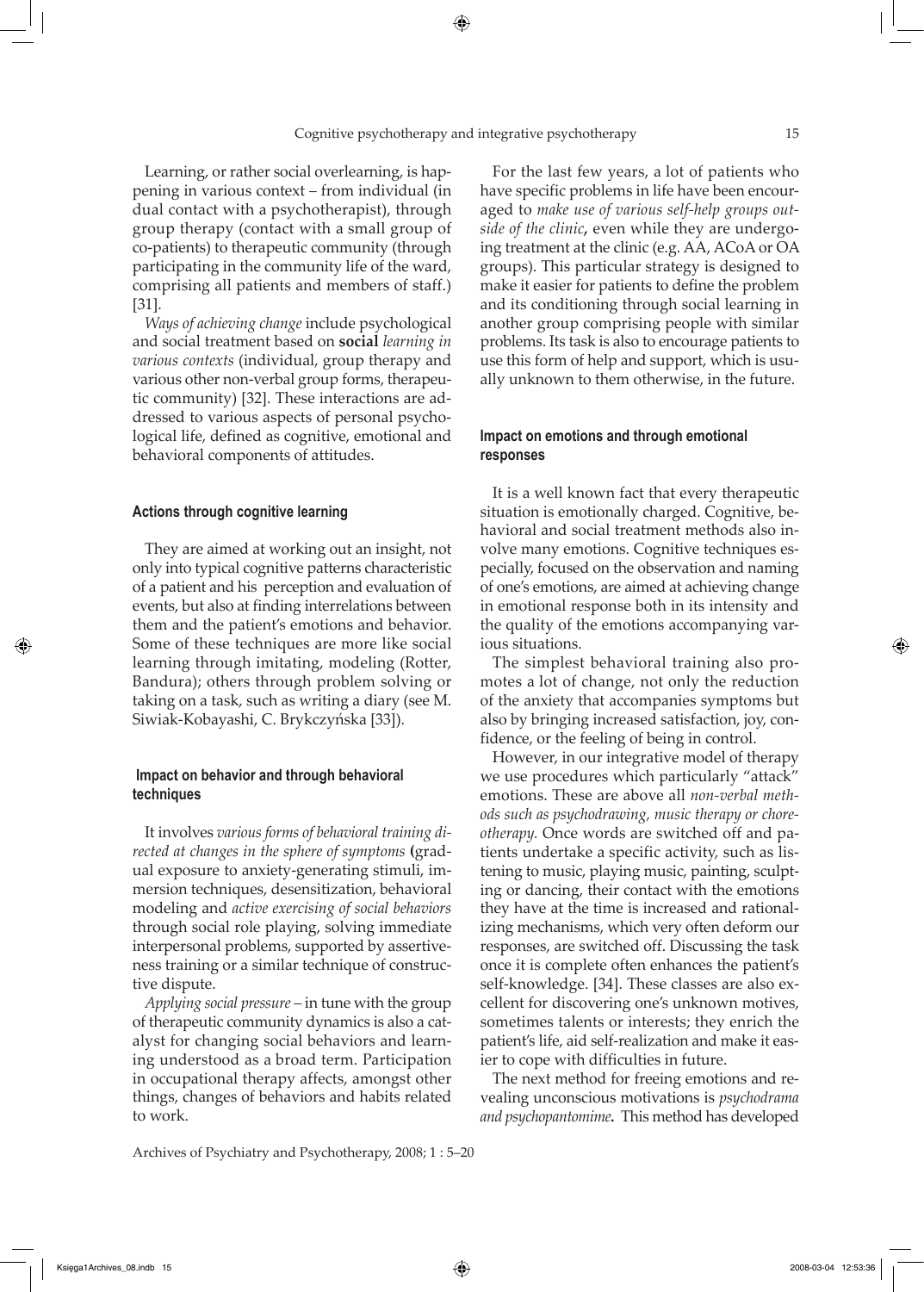Learning, or rather social overlearning, is happening in various context – from individual (in dual contact with a psychotherapist), through group therapy (contact with a small group of co-patients) to therapeutic community (through participating in the community life of the ward, comprising all patients and members of staff.) [31].

*Ways of achieving change* include psychological and social treatment based on **social** *learning in various contexts* (individual, group therapy and various other non-verbal group forms, therapeutic community) [32]. These interactions are addressed to various aspects of personal psychological life, defined as cognitive, emotional and behavioral components of attitudes.

#### Actions through cognitive learning

They are aimed at working out an insight, not only into typical cognitive patterns characteristic of a patient and his perception and evaluation of events, but also at finding interrelations between them and the patient's emotions and behavior. Some of these techniques are more like social learning through imitating, modeling (Rotter, Bandura); others through problem solving or taking on a task, such as writing a diary (see M. Siwiak-Kobayashi, C. Brykczyńska [33]).

#### Impact on behavior and through behavioral techniques

It involves *various forms of behavioral training directed at changes in the sphere of symptoms* (gradual exposure to anxiety-generating stimuli, immersion techniques, desensitization, behavioral modeling and *active exercising of social behaviors* through social role playing, solving immediate interpersonal problems, supported by assertiveness training or a similar technique of constructive dispute.

*Applying social pressure* – in tune with the group of therapeutic community dynamics is also a catalyst for changing social behaviors and learning understood as a broad term. Participation in occupational therapy affects, amongst other things, changes of behaviors and habits related to work.

For the last few years, a lot of patients who have specific problems in life have been encouraged to *make use of various self-help groups outside of the clinic*, even while they are undergoing treatment at the clinic (e.g. AA, ACoA or OA groups). This particular strategy is designed to make it easier for patients to define the problem and its conditioning through social learning in another group comprising people with similar problems. Its task is also to encourage patients to use this form of help and support, which is usually unknown to them otherwise, in the future.

#### Impact on emotions and through emotional responses

It is a well known fact that every therapeutic situation is emotionally charged. Cognitive, behavioral and social treatment methods also involve many emotions. Cognitive techniques especially, focused on the observation and naming of one's emotions, are aimed at achieving change in emotional response both in its intensity and the quality of the emotions accompanying various situations.

The simplest behavioral training also promotes a lot of change, not only the reduction of the anxiety that accompanies symptoms but also by bringing increased satisfaction, joy, confidence, or the feeling of being in control.

However, in our integrative model of therapy we use procedures which particularly "attack" emotions. These are above all *non-verbal methods such as psychodrawing, music therapy or choreotherapy.* Once words are switched off and patients undertake a specific activity, such as listening to music, playing music, painting, sculpting or dancing, their contact with the emotions they have at the time is increased and rationalizing mechanisms, which very often deform our responses, are switched off. Discussing the task once it is complete often enhances the patient's self-knowledge. [34]. These classes are also excellent for discovering one's unknown motives, sometimes talents or interests; they enrich the patient's life, aid self-realization and make it easier to cope with difficulties in future.

The next method for freeing emotions and revealing unconscious motivations is *psychodrama and psychopantomime***.** This method has developed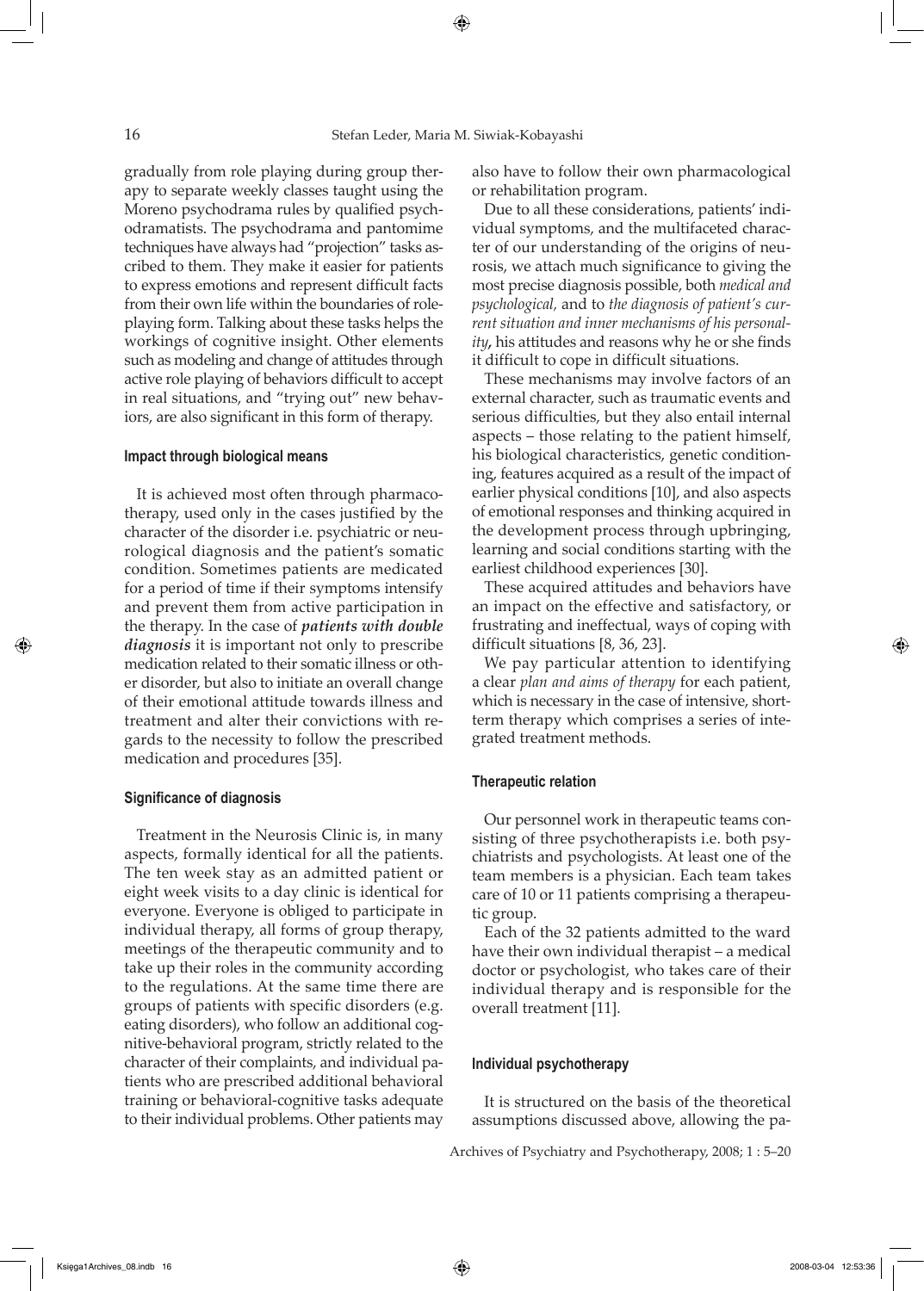gradually from role playing during group therapy to separate weekly classes taught using the Moreno psychodrama rules by qualified psychodramatists. The psychodrama and pantomime techniques have always had "projection" tasks ascribed to them. They make it easier for patients to express emotions and represent difficult facts from their own life within the boundaries of role-playing form. Talking about these tasks helps the workings of cognitive insight. Other elements such as modeling and change of attitudes through active role playing of behaviors difficult to accept in real situations, and "trying out" new behaviors, are also significant in this form of therapy.

#### Impact through biological means

It is achieved most often through pharmacotherapy, used only in the cases justified by the character of the disorder i.e. psychiatric or neurological diagnosis and the patient's somatic condition. Sometimes patients are medicated for a period of time if their symptoms intensify and prevent them from active participation in the therapy. In the case of ***patients with double diagnosis*** it is important not only to prescribe medication related to their somatic illness or other disorder, but also to initiate an overall change of their emotional attitude towards illness and treatment and alter their convictions with regards to the necessity to follow the prescribed medication and procedures [35].

#### Significance of diagnosis

Treatment in the Neurosis Clinic is, in many aspects, formally identical for all the patients. The ten week stay as an admitted patient or eight week visits to a day clinic is identical for everyone. Everyone is obliged to participate in individual therapy, all forms of group therapy, meetings of the therapeutic community and to take up their roles in the community according to the regulations. At the same time there are groups of patients with specific disorders (e.g. eating disorders), who follow an additional cognitive-behavioral program, strictly related to the character of their complaints, and individual patients who are prescribed additional behavioral training or behavioral-cognitive tasks adequate to their individual problems. Other patients may also have to follow their own pharmacological or rehabilitation program.

Due to all these considerations, patients' individual symptoms, and the multifaceted character of our understanding of the origins of neurosis, we attach much significance to giving the most precise diagnosis possible, both *medical and psychological,* and to *the diagnosis of patient's current situation and inner mechanisms of his personality***,** his attitudes and reasons why he or she finds it difficult to cope in difficult situations.

These mechanisms may involve factors of an external character, such as traumatic events and serious difficulties, but they also entail internal aspects – those relating to the patient himself, his biological characteristics, genetic conditioning, features acquired as a result of the impact of earlier physical conditions [10], and also aspects of emotional responses and thinking acquired in the development process through upbringing, learning and social conditions starting with the earliest childhood experiences [30].

These acquired attitudes and behaviors have an impact on the effective and satisfactory, or frustrating and ineffectual, ways of coping with difficult situations [8, 36, 23].

We pay particular attention to identifying a clear *plan and aims of therapy* for each patient, which is necessary in the case of intensive, short-term therapy which comprises a series of integrated treatment methods.

#### Therapeutic relation

Our personnel work in therapeutic teams consisting of three psychotherapists i.e. both psychiatrists and psychologists. At least one of the team members is a physician. Each team takes care of 10 or 11 patients comprising a therapeutic group.

Each of the 32 patients admitted to the ward have their own individual therapist – a medical doctor or psychologist, who takes care of their individual therapy and is responsible for the overall treatment [11].

#### Individual psychotherapy

It is structured on the basis of the theoretical assumptions discussed above, allowing the pa-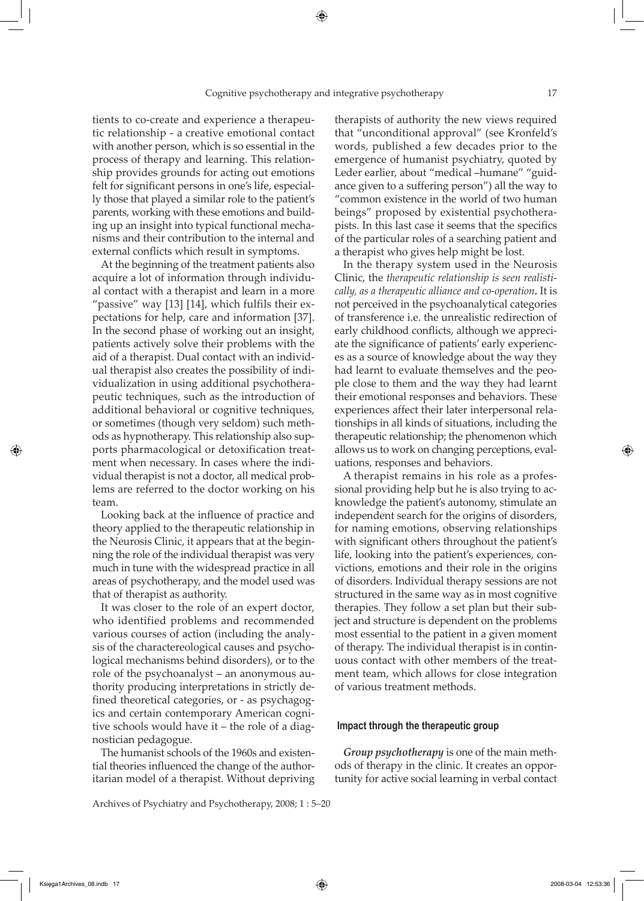tients to co-create and experience a therapeutic relationship - a creative emotional contact with another person, which is so essential in the process of therapy and learning. This relationship provides grounds for acting out emotions felt for significant persons in one's life, especially those that played a similar role to the patient's parents, working with these emotions and building up an insight into typical functional mechanisms and their contribution to the internal and external conflicts which result in symptoms.

At the beginning of the treatment patients also acquire a lot of information through individual contact with a therapist and learn in a more "passive" way [13] [14], which fulfils their expectations for help, care and information [37]. In the second phase of working out an insight, patients actively solve their problems with the aid of a therapist. Dual contact with an individual therapist also creates the possibility of individualization in using additional psychotherapeutic techniques, such as the introduction of additional behavioral or cognitive techniques, or sometimes (though very seldom) such methods as hypnotherapy. This relationship also supports pharmacological or detoxification treatment when necessary. In cases where the individual therapist is not a doctor, all medical problems are referred to the doctor working on his team.

Looking back at the influence of practice and theory applied to the therapeutic relationship in the Neurosis Clinic, it appears that at the beginning the role of the individual therapist was very much in tune with the widespread practice in all areas of psychotherapy, and the model used was that of therapist as authority.

It was closer to the role of an expert doctor, who identified problems and recommended various courses of action (including the analysis of the charactereological causes and psychological mechanisms behind disorders), or to the role of the psychoanalyst – an anonymous authority producing interpretations in strictly defined theoretical categories, or - as psychagogics and certain contemporary American cognitive schools would have it – the role of a diagnostician pedagogue.

The humanist schools of the 1960s and existential theories influenced the change of the authoritarian model of a therapist. Without depriving therapists of authority the new views required that "unconditional approval" (see Kronfeld's words, published a few decades prior to the emergence of humanist psychiatry, quoted by Leder earlier, about "medical –humane" "guidance given to a suffering person") all the way to "common existence in the world of two human beings" proposed by existential psychotherapists. In this last case it seems that the specifics of the particular roles of a searching patient and a therapist who gives help might be lost.

In the therapy system used in the Neurosis Clinic, the *therapeutic relationship is seen realistically, as a therapeutic alliance and co-operation***.** It is not perceived in the psychoanalytical categories of transference i.e. the unrealistic redirection of early childhood conflicts, although we appreciate the significance of patients' early experiences as a source of knowledge about the way they had learnt to evaluate themselves and the people close to them and the way they had learnt their emotional responses and behaviors. These experiences affect their later interpersonal relationships in all kinds of situations, including the therapeutic relationship; the phenomenon which allows us to work on changing perceptions, evaluations, responses and behaviors.

A therapist remains in his role as a professional providing help but he is also trying to acknowledge the patient's autonomy, stimulate an independent search for the origins of disorders, for naming emotions, observing relationships with significant others throughout the patient's life, looking into the patient's experiences, convictions, emotions and their role in the origins of disorders. Individual therapy sessions are not structured in the same way as in most cognitive therapies. They follow a set plan but their subject and structure is dependent on the problems most essential to the patient in a given moment of therapy. The individual therapist is in continuous contact with other members of the treatment team, which allows for close integration of various treatment methods.

### Impact through the therapeutic group

***Group psychotherapy*** is one of the main methods of therapy in the clinic. It creates an opportunity for active social learning in verbal contact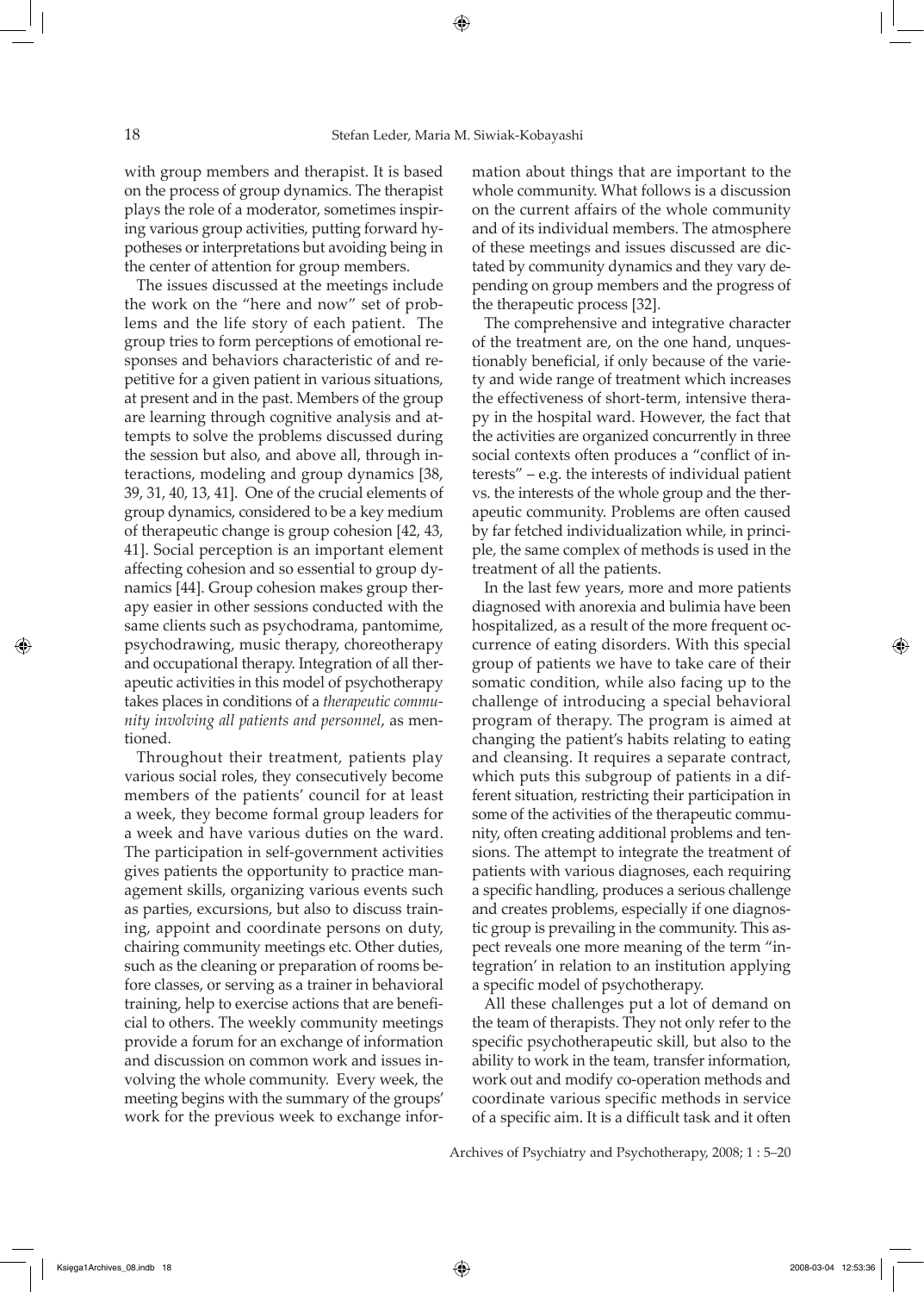with group members and therapist. It is based on the process of group dynamics. The therapist plays the role of a moderator, sometimes inspiring various group activities, putting forward hypotheses or interpretations but avoiding being in the center of attention for group members.

The issues discussed at the meetings include the work on the "here and now" set of problems and the life story of each patient. The group tries to form perceptions of emotional responses and behaviors characteristic of and repetitive for a given patient in various situations, at present and in the past. Members of the group are learning through cognitive analysis and attempts to solve the problems discussed during the session but also, and above all, through interactions, modeling and group dynamics [38, 39, 31, 40, 13, 41]. One of the crucial elements of group dynamics, considered to be a key medium of therapeutic change is group cohesion [42, 43, 41]. Social perception is an important element affecting cohesion and so essential to group dynamics [44]. Group cohesion makes group therapy easier in other sessions conducted with the same clients such as psychodrama, pantomime, psychodrawing, music therapy, choreotherapy and occupational therapy. Integration of all therapeutic activities in this model of psychotherapy takes places in conditions of a *therapeutic community involving all patients and personnel*, as mentioned.

Throughout their treatment, patients play various social roles, they consecutively become members of the patients' council for at least a week, they become formal group leaders for a week and have various duties on the ward. The participation in self-government activities gives patients the opportunity to practice management skills, organizing various events such as parties, excursions, but also to discuss training, appoint and coordinate persons on duty, chairing community meetings etc. Other duties, such as the cleaning or preparation of rooms before classes, or serving as a trainer in behavioral training, help to exercise actions that are beneficial to others. The weekly community meetings provide a forum for an exchange of information and discussion on common work and issues involving the whole community. Every week, the meeting begins with the summary of the groups' work for the previous week to exchange information about things that are important to the whole community. What follows is a discussion on the current affairs of the whole community and of its individual members. The atmosphere of these meetings and issues discussed are dictated by community dynamics and they vary depending on group members and the progress of the therapeutic process [32].

The comprehensive and integrative character of the treatment are, on the one hand, unquestionably beneficial, if only because of the variety and wide range of treatment which increases the effectiveness of short-term, intensive therapy in the hospital ward. However, the fact that the activities are organized concurrently in three social contexts often produces a "conflict of interests" – e.g. the interests of individual patient vs. the interests of the whole group and the therapeutic community. Problems are often caused by far fetched individualization while, in principle, the same complex of methods is used in the treatment of all the patients.

In the last few years, more and more patients diagnosed with anorexia and bulimia have been hospitalized, as a result of the more frequent occurrence of eating disorders. With this special group of patients we have to take care of their somatic condition, while also facing up to the challenge of introducing a special behavioral program of therapy. The program is aimed at changing the patient's habits relating to eating and cleansing. It requires a separate contract, which puts this subgroup of patients in a different situation, restricting their participation in some of the activities of the therapeutic community, often creating additional problems and tensions. The attempt to integrate the treatment of patients with various diagnoses, each requiring a specific handling, produces a serious challenge and creates problems, especially if one diagnostic group is prevailing in the community. This aspect reveals one more meaning of the term "integration' in relation to an institution applying a specific model of psychotherapy.

All these challenges put a lot of demand on the team of therapists. They not only refer to the specific psychotherapeutic skill, but also to the ability to work in the team, transfer information, work out and modify co-operation methods and coordinate various specific methods in service of a specific aim. It is a difficult task and it often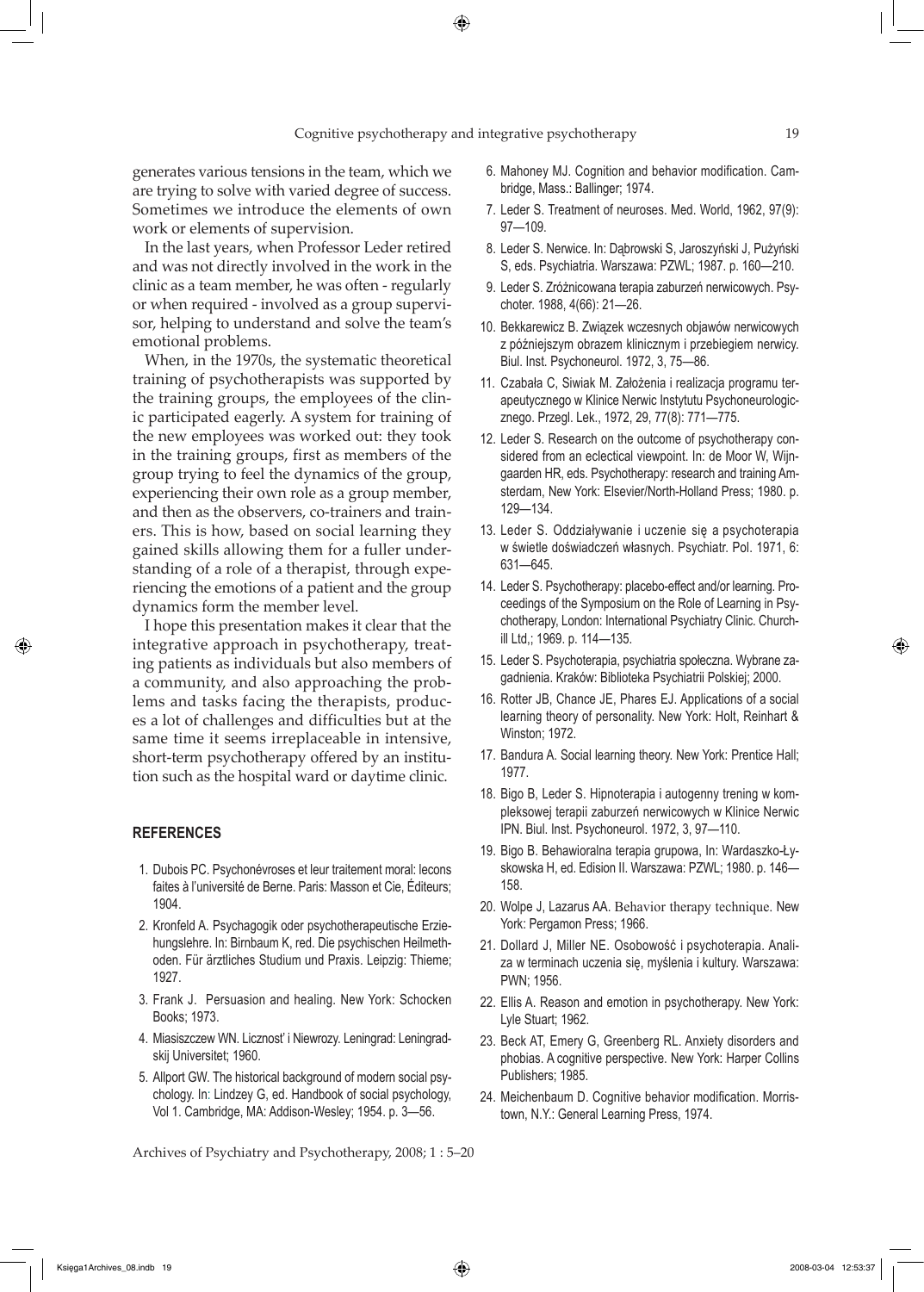generates various tensions in the team, which we are trying to solve with varied degree of success. Sometimes we introduce the elements of own work or elements of supervision.

In the last years, when Professor Leder retired and was not directly involved in the work in the clinic as a team member, he was often - regularly or when required - involved as a group supervisor, helping to understand and solve the team's emotional problems.

When, in the 1970s, the systematic theoretical training of psychotherapists was supported by the training groups, the employees of the clinic participated eagerly. A system for training of the new employees was worked out: they took in the training groups, first as members of the group trying to feel the dynamics of the group, experiencing their own role as a group member, and then as the observers, co-trainers and trainers. This is how, based on social learning they gained skills allowing them for a fuller understanding of a role of a therapist, through experiencing the emotions of a patient and the group dynamics form the member level.

I hope this presentation makes it clear that the integrative approach in psychotherapy, treating patients as individuals but also members of a community, and also approaching the problems and tasks facing the therapists, produces a lot of challenges and difficulties but at the same time it seems irreplaceable in intensive, short-term psychotherapy offered by an institution such as the hospital ward or daytime clinic.

## REFERENCES

1. Dubois PC. Psychonévroses et leur traitement moral: lecons faites à l'université de Berne. Paris: Masson et Cie, Éditeurs; 1904.
2. Kronfeld A. Psychagogik oder psychotherapeutische Erziehungslehre. In: Birnbaum K, red. Die psychischen Heilmethoden. Für ärztliches Studium und Praxis. Leipzig: Thieme; 1927.
3. Frank J. Persuasion and healing. New York: Schocken Books; 1973.
4. Miasiszczew WN. Licznost' i Niewrozy. Leningrad: Leningradskij Universitet; 1960.
5. Allport GW. The historical background of modern social psychology. In: Lindzey G, ed. Handbook of social psychology, Vol 1. Cambridge, MA: Addison-Wesley; 1954. p. 3—56.
6. Mahoney MJ. Cognition and behavior modification. Cambridge, Mass.: Ballinger; 1974.
7. Leder S. Treatment of neuroses. Med. World, 1962, 97(9): 97—109.
8. Leder S. Nerwice. In: Dąbrowski S, Jaroszyński J, Pużyński S, eds. Psychiatria. Warszawa: PZWL; 1987. p. 160—210.
9. Leder S. Zróżnicowana terapia zaburzeń nerwicowych. Psychoter. 1988, 4(66): 21—26.
10. Bekkarewicz B. Związek wczesnych objawów nerwicowych z późniejszym obrazem klinicznym i przebiegiem nerwicy. Biul. Inst. Psychoneurol. 1972, 3, 75—86.
11. Czabała C, Siwiak M. Założenia i realizacja programu terapeutycznego w Klinice Nerwic Instytutu Psychoneurologicznego. Przegl. Lek., 1972, 29, 77(8): 771—775.
12. Leder S. Research on the outcome of psychotherapy considered from an eclectical viewpoint. In: de Moor W, Wijngaarden HR, eds. Psychotherapy: research and training Amsterdam, New York: Elsevier/North-Holland Press; 1980. p. 129—134.
13. Leder S. Oddziaływanie i uczenie się a psychoterapia w świetle doświadczeń własnych. Psychiatr. Pol. 1971, 6: 631—645.
14. Leder S. Psychotherapy: placebo-effect and/or learning. Proceedings of the Symposium on the Role of Learning in Psychotherapy, London: International Psychiatry Clinic. Churchill Ltd,; 1969. p. 114—135.
15. Leder S. Psychoterapia, psychiatria społeczna. Wybrane zagadnienia. Kraków: Biblioteka Psychiatrii Polskiej; 2000.
16. Rotter JB, Chance JE, Phares EJ. Applications of a social learning theory of personality. New York: Holt, Reinhart & Winston; 1972.
17. Bandura A. Social learning theory. New York: Prentice Hall; 1977.
18. Bigo B, Leder S. Hipnoterapia i autogenny trening w kompleksowej terapii zaburzeń nerwicowych w Klinice Nerwic IPN. Biul. Inst. Psychoneurol. 1972, 3, 97—110.
19. Bigo B. Behawioralna terapia grupowa, In: Wardaszko-Łyskowska H, ed. Edision II. Warszawa: PZWL; 1980. p. 146—158.
20. Wolpe J, Lazarus AA. Behavior therapy technique. New York: Pergamon Press; 1966.
21. Dollard J, Miller NE. Osobowość i psychoterapia. Analiza w terminach uczenia się, myślenia i kultury. Warszawa: PWN; 1956.
22. Ellis A. Reason and emotion in psychotherapy. New York: Lyle Stuart; 1962.
23. Beck AT, Emery G, Greenberg RL. Anxiety disorders and phobias. A cognitive perspective. New York: Harper Collins Publishers; 1985.
24. Meichenbaum D. Cognitive behavior modification. Morristown, N.Y.: General Learning Press, 1974.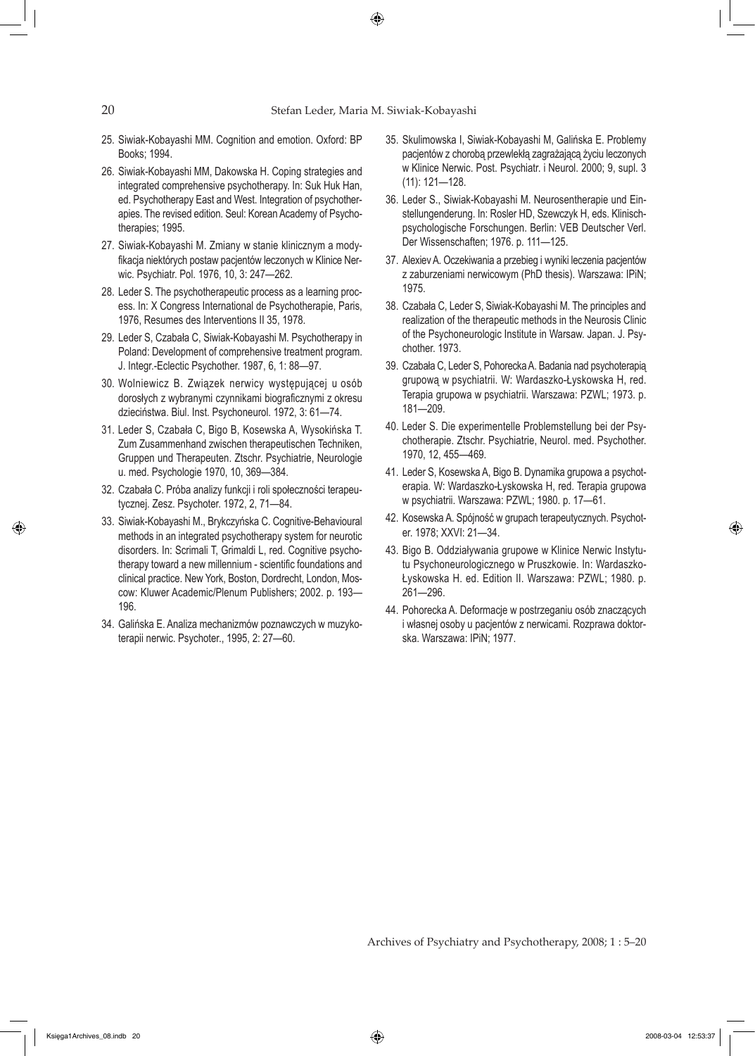25. Siwiak-Kobayashi MM. Cognition and emotion. Oxford: BP Books; 1994.
26. Siwiak-Kobayashi MM, Dakowska H. Coping strategies and integrated comprehensive psychotherapy. In: Suk Huk Han, ed. Psychotherapy East and West. Integration of psychotherapies. The revised edition. Seul: Korean Academy of Psychotherapies; 1995.
27. Siwiak-Kobayashi M. Zmiany w stanie klinicznym a modyfikacja niektórych postaw pacjentów leczonych w Klinice Nerwic. Psychiatr. Pol. 1976, 10, 3: 247—262.
28. Leder S. The psychotherapeutic process as a learning process. In: X Congress International de Psychotherapie, Paris, 1976, Resumes des Interventions II 35, 1978.
29. Leder S, Czabała C, Siwiak-Kobayashi M. Psychotherapy in Poland: Development of comprehensive treatment program. J. Integr.-Eclectic Psychother. 1987, 6, 1: 88—97.
30. Wolniewicz B. Związek nerwicy występującej u osób dorosłych z wybranymi czynnikami biograficznymi z okresu dzieciństwa. Biul. Inst. Psychoneurol. 1972, 3: 61—74.
31. Leder S, Czabała C, Bigo B, Kosewska A, Wysokińska T. Zum Zusammenhand zwischen therapeutischen Techniken, Gruppen und Therapeuten. Ztschr. Psychiatrie, Neurologie u. med. Psychologie 1970, 10, 369—384.
32. Czabała C. Próba analizy funkcji i roli społeczności terapeutycznej. Zesz. Psychoter. 1972, 2, 71—84.
33. Siwiak-Kobayashi M., Brykczyńska C. Cognitive-Behavioural methods in an integrated psychotherapy system for neurotic disorders. In: Scrimali T, Grimaldi L, red. Cognitive psychotherapy toward a new millennium - scientific foundations and clinical practice. New York, Boston, Dordrecht, London, Moscow: Kluwer Academic/Plenum Publishers; 2002. p. 193—196.
34. Galińska E. Analiza mechanizmów poznawczych w muzykoterapii nerwic. Psychoter., 1995, 2: 27—60.
35. Skulimowska I, Siwiak-Kobayashi M, Galińska E. Problemy pacjentów z chorobą przewlekłą zagrażającą życiu leczonych w Klinice Nerwic. Post. Psychiatr. i Neurol. 2000; 9, supl. 3 (11): 121—128.
36. Leder S., Siwiak-Kobayashi M. Neurosentherapie und Einstellungenderung. In: Rosler HD, Szewczyk H, eds. Klinisch-psychologische Forschungen. Berlin: VEB Deutscher Verl. Der Wissenschaften; 1976. p. 111—125.
37. Alexiev A. Oczekiwania a przebieg i wyniki leczenia pacjentów z zaburzeniami nerwicowym (PhD thesis). Warszawa: IPiN; 1975.
38. Czabała C, Leder S, Siwiak-Kobayashi M. The principles and realization of the therapeutic methods in the Neurosis Clinic of the Psychoneurologic Institute in Warsaw. Japan. J. Psychother. 1973.
39. Czabała C, Leder S, Pohorecka A. Badania nad psychoterapią grupową w psychiatrii. W: Wardaszko-Łyskowska H, red. Terapia grupowa w psychiatrii. Warszawa: PZWL; 1973. p. 181—209.
40. Leder S. Die experimentelle Problemstellung bei der Psychotherapie. Ztschr. Psychiatrie, Neurol. med. Psychother. 1970, 12, 455—469.
41. Leder S, Kosewska A, Bigo B. Dynamika grupowa a psychoterapia. W: Wardaszko-Łyskowska H, red. Terapia grupowa w psychiatrii. Warszawa: PZWL; 1980. p. 17—61.
42. Kosewska A. Spójność w grupach terapeutycznych. Psychoter. 1978; XXVI: 21—34.
43. Bigo B. Oddziaływania grupowe w Klinice Nerwic Instytutu Psychoneurologicznego w Pruszkowie. In: Wardaszko-Łyskowska H. ed. Edition II. Warszawa: PZWL; 1980. p. 261—296.
44. Pohorecka A. Deformacje w postrzeganiu osób znaczących i własnej osoby u pacjentów z nerwicami. Rozprawa doktorska. Warszawa: IPiN; 1977.